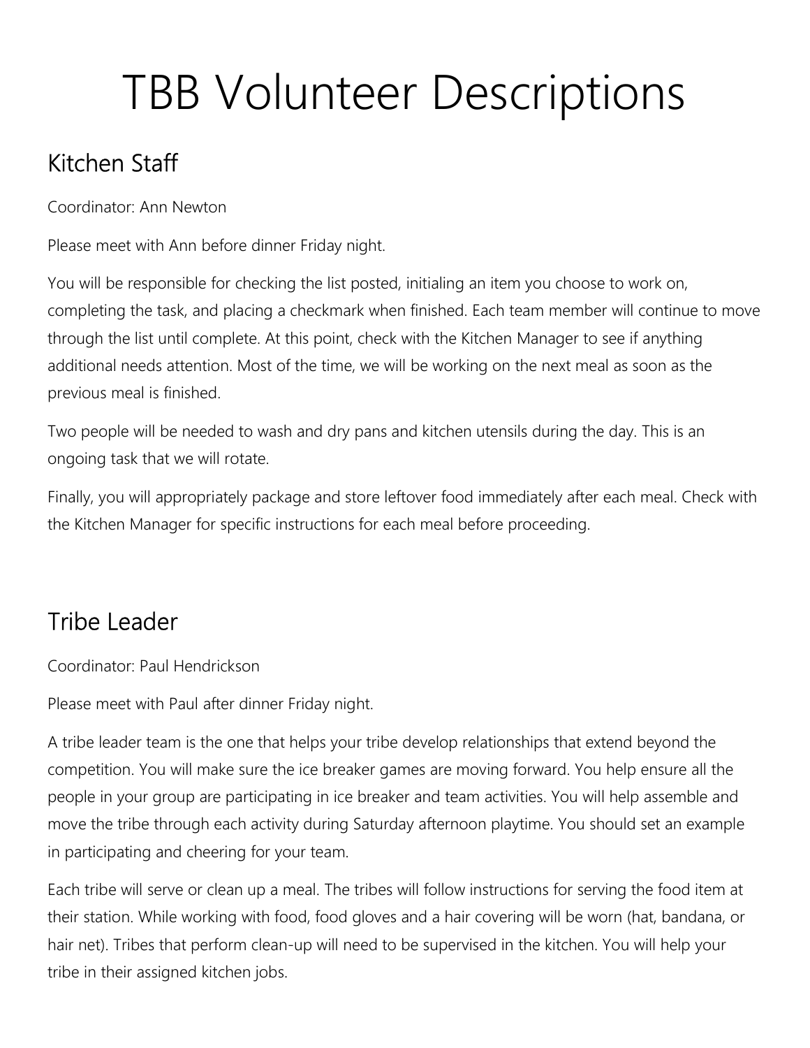# TBB Volunteer Descriptions

## Kitchen Staff

Coordinator: Ann Newton

Please meet with Ann before dinner Friday night.

You will be responsible for checking the list posted, initialing an item you choose to work on, completing the task, and placing a checkmark when finished. Each team member will continue to move through the list until complete. At this point, check with the Kitchen Manager to see if anything additional needs attention. Most of the time, we will be working on the next meal as soon as the previous meal is finished.

Two people will be needed to wash and dry pans and kitchen utensils during the day. This is an ongoing task that we will rotate.

Finally, you will appropriately package and store leftover food immediately after each meal. Check with the Kitchen Manager for specific instructions for each meal before proceeding.

## Tribe Leader

Coordinator: Paul Hendrickson

Please meet with Paul after dinner Friday night.

A tribe leader team is the one that helps your tribe develop relationships that extend beyond the competition. You will make sure the ice breaker games are moving forward. You help ensure all the people in your group are participating in ice breaker and team activities. You will help assemble and move the tribe through each activity during Saturday afternoon playtime. You should set an example in participating and cheering for your team.

Each tribe will serve or clean up a meal. The tribes will follow instructions for serving the food item at their station. While working with food, food gloves and a hair covering will be worn (hat, bandana, or hair net). Tribes that perform clean-up will need to be supervised in the kitchen. You will help your tribe in their assigned kitchen jobs.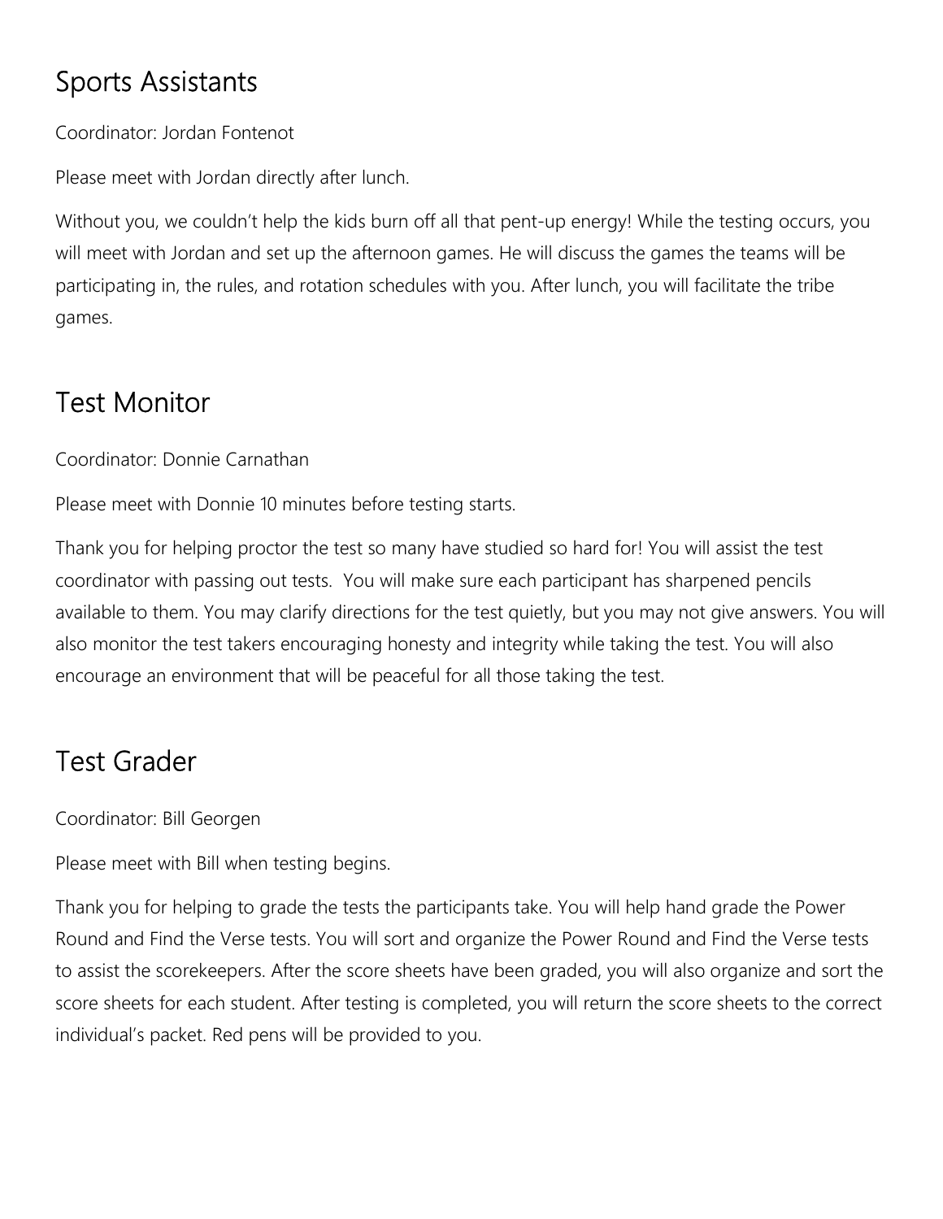## Sports Assistants

Coordinator: Jordan Fontenot

Please meet with Jordan directly after lunch.

Without you, we couldn't help the kids burn off all that pent-up energy! While the testing occurs, you will meet with Jordan and set up the afternoon games. He will discuss the games the teams will be participating in, the rules, and rotation schedules with you. After lunch, you will facilitate the tribe games.

## Test Monitor

Coordinator: Donnie Carnathan

Please meet with Donnie 10 minutes before testing starts.

Thank you for helping proctor the test so many have studied so hard for! You will assist the test coordinator with passing out tests. You will make sure each participant has sharpened pencils available to them. You may clarify directions for the test quietly, but you may not give answers. You will also monitor the test takers encouraging honesty and integrity while taking the test. You will also encourage an environment that will be peaceful for all those taking the test.

## Test Grader

Coordinator: Bill Georgen

Please meet with Bill when testing begins.

Thank you for helping to grade the tests the participants take. You will help hand grade the Power Round and Find the Verse tests. You will sort and organize the Power Round and Find the Verse tests to assist the scorekeepers. After the score sheets have been graded, you will also organize and sort the score sheets for each student. After testing is completed, you will return the score sheets to the correct individual's packet. Red pens will be provided to you.